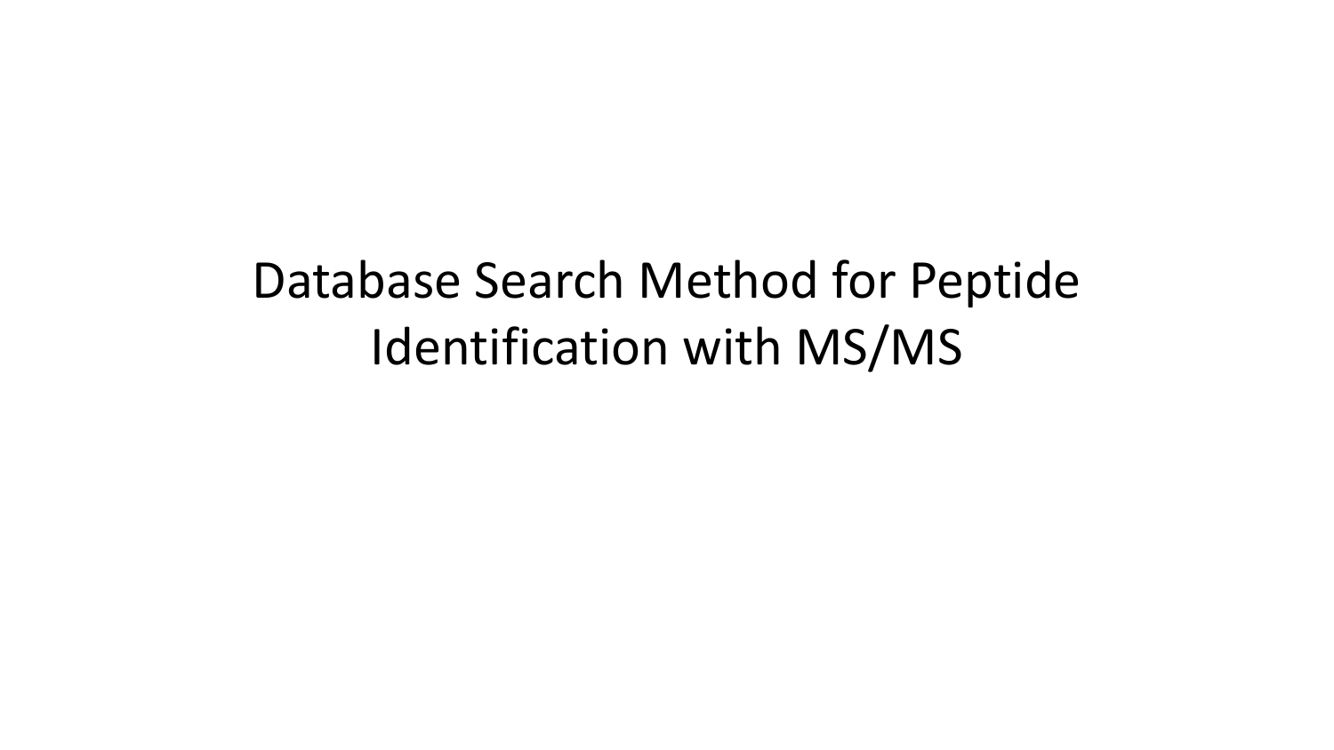# Database Search Method for Peptide Identification with MS/MS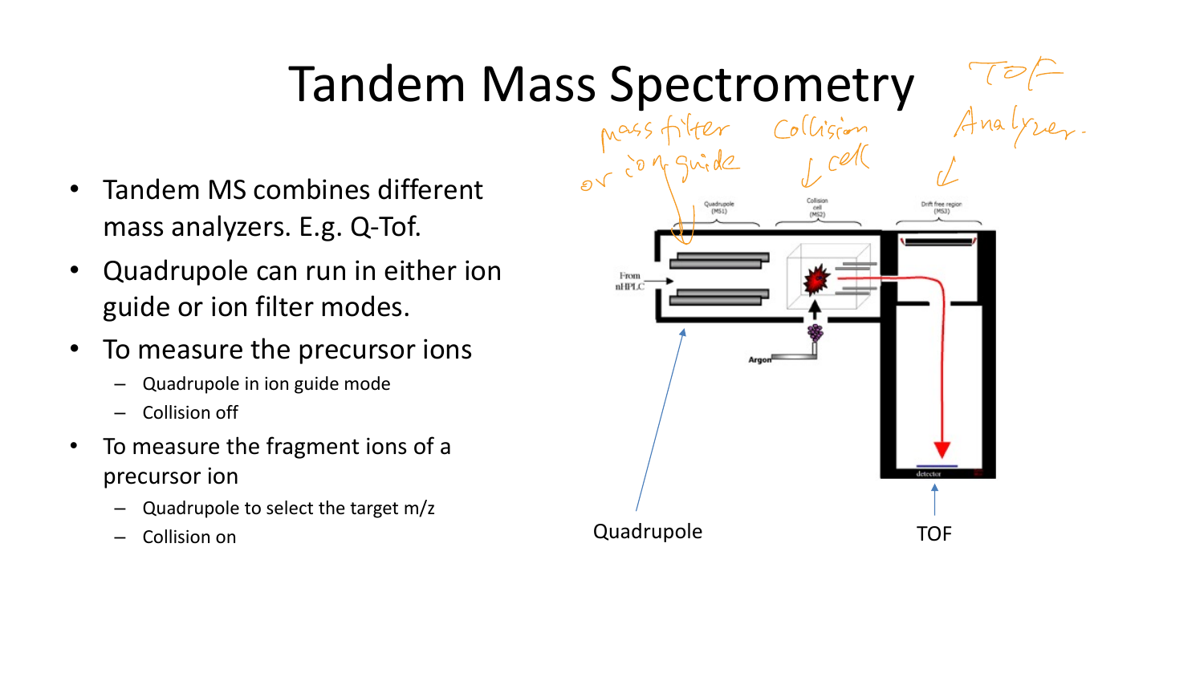# Tandem Mass Spectrometry

- Tandem MS combines different mass analyzers. E.g. Q-Tof.
- Quadrupole can run in either ion guide or ion filter modes.
- To measure the precursor ions
  - Quadrupole in ion guide mode
  - Collision off
- To measure the fragment ions of a precursor ion
  - Quadrupole to select the target m/z
  - Collision on

mass filter or ion guide

Collision cell

TOF Analyzer.

Quadrupole (MS1)

Collision cell (MS2)

Drift free region (MS3)

From nHPLC

Argon

detector

Quadrupole

TOF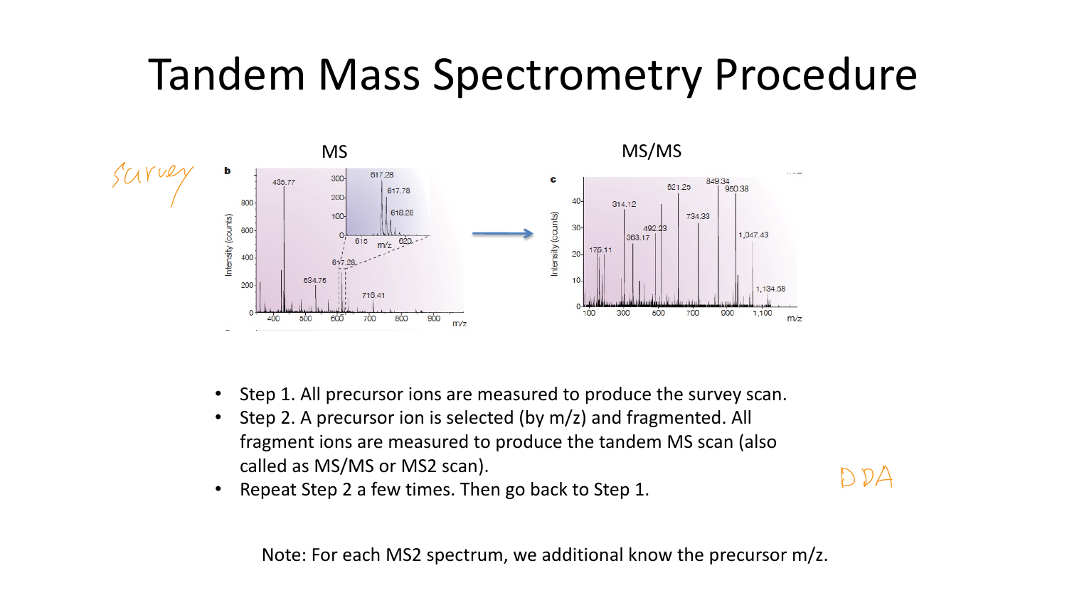# Tandem Mass Spectrometry Procedure

MS

MS/MS

- Step 1. All precursor ions are measured to produce the survey scan.
- Step 2. A precursor ion is selected (by m/z) and fragmented. All fragment ions are measured to produce the tandem MS scan (also called as MS/MS or MS2 scan).
- Repeat Step 2 a few times. Then go back to Step 1.

Note: For each MS2 spectrum, we additional know the precursor m/z.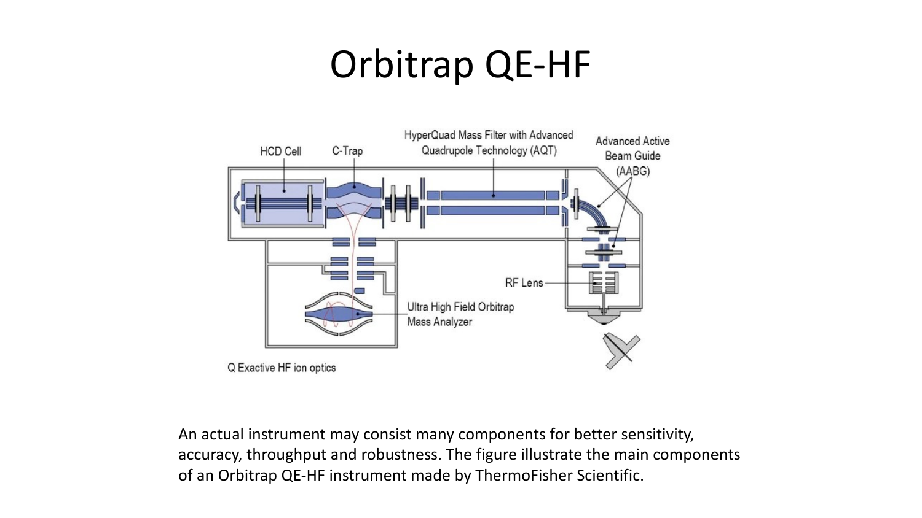# Orbitrap QE-HF

An actual instrument may consist many components for better sensitivity, accuracy, throughput and robustness. The figure illustrate the main components of an Orbitrap QE-HF instrument made by ThermoFisher Scientific.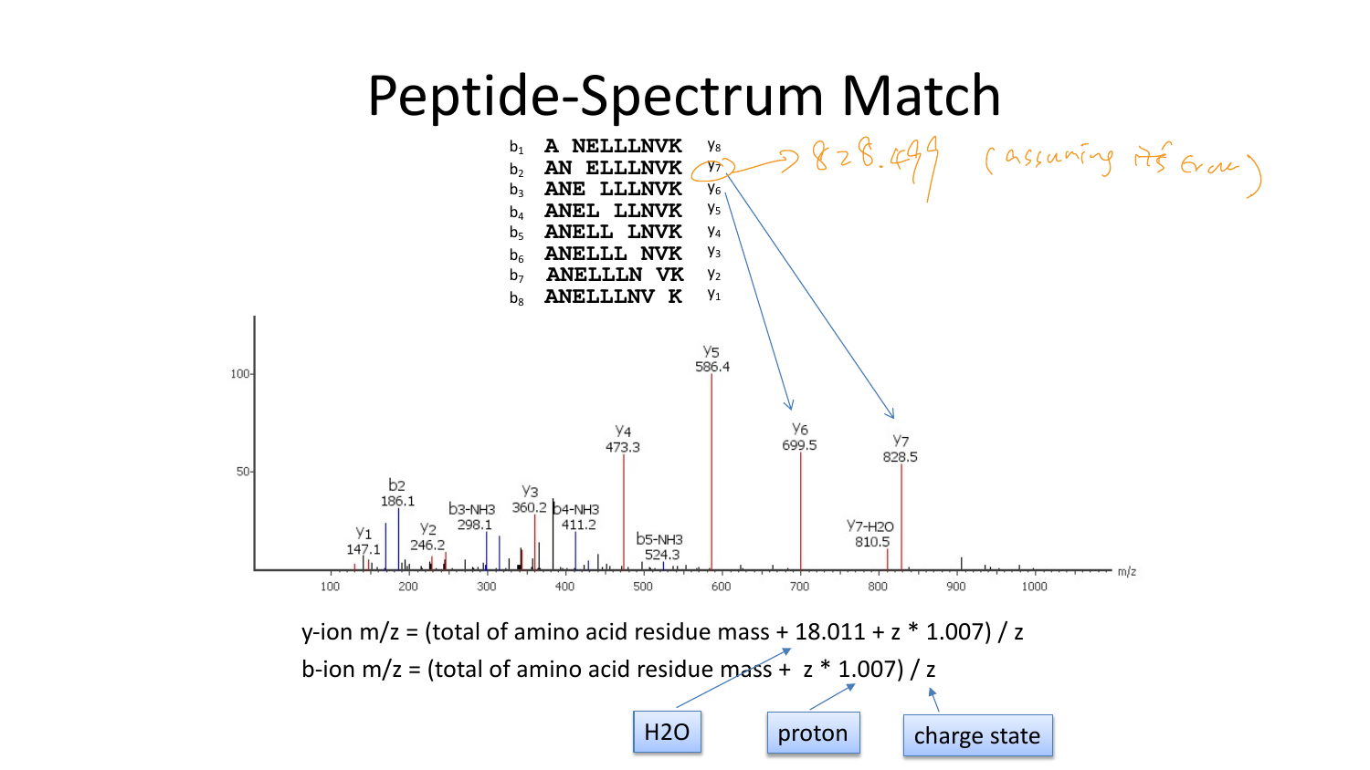# Peptide-Spectrum Match

| | | |
|---|---|---|
| $b_1$ | A NELLLNVK | $y_8$ |
| $b_2$ | AN ELLLNVK | $y_7$ |
| $b_3$ | ANE LLLNVK | $y_6$ |
| $b_4$ | ANEL LLNVK | $y_5$ |
| $b_5$ | ANELL LNVK | $y_4$ |
| $b_6$ | ANELLL NVK | $y_3$ |
| $b_7$ | ANELLLN VK | $y_2$ |
| $b_8$ | ANELLLNV K | $y_1$ |

$y_7$ → 828.499 (assuming its 1+ charge)

Spectrum peaks (m/z): $y_1$ 147.1, $b_2$ 186.1, $y_2$ 246.2, $b_3$-$NH_3$ 298.1, $y_3$ 360.2, $b_4$-$NH_3$ 411.2, $y_4$ 473.3, $b_5$-$NH_3$ 524.3, $y_5$ 586.4, $y_6$ 699.5, $y_7$-$H_2O$ 810.5, $y_7$ 828.5

y-ion m/z = (total of amino acid residue mass + 18.011 + z * 1.007) / z

b-ion m/z = (total of amino acid residue mass + z * 1.007) / z

- 18.011: $H_2O$
- 1.007: proton
- z: charge state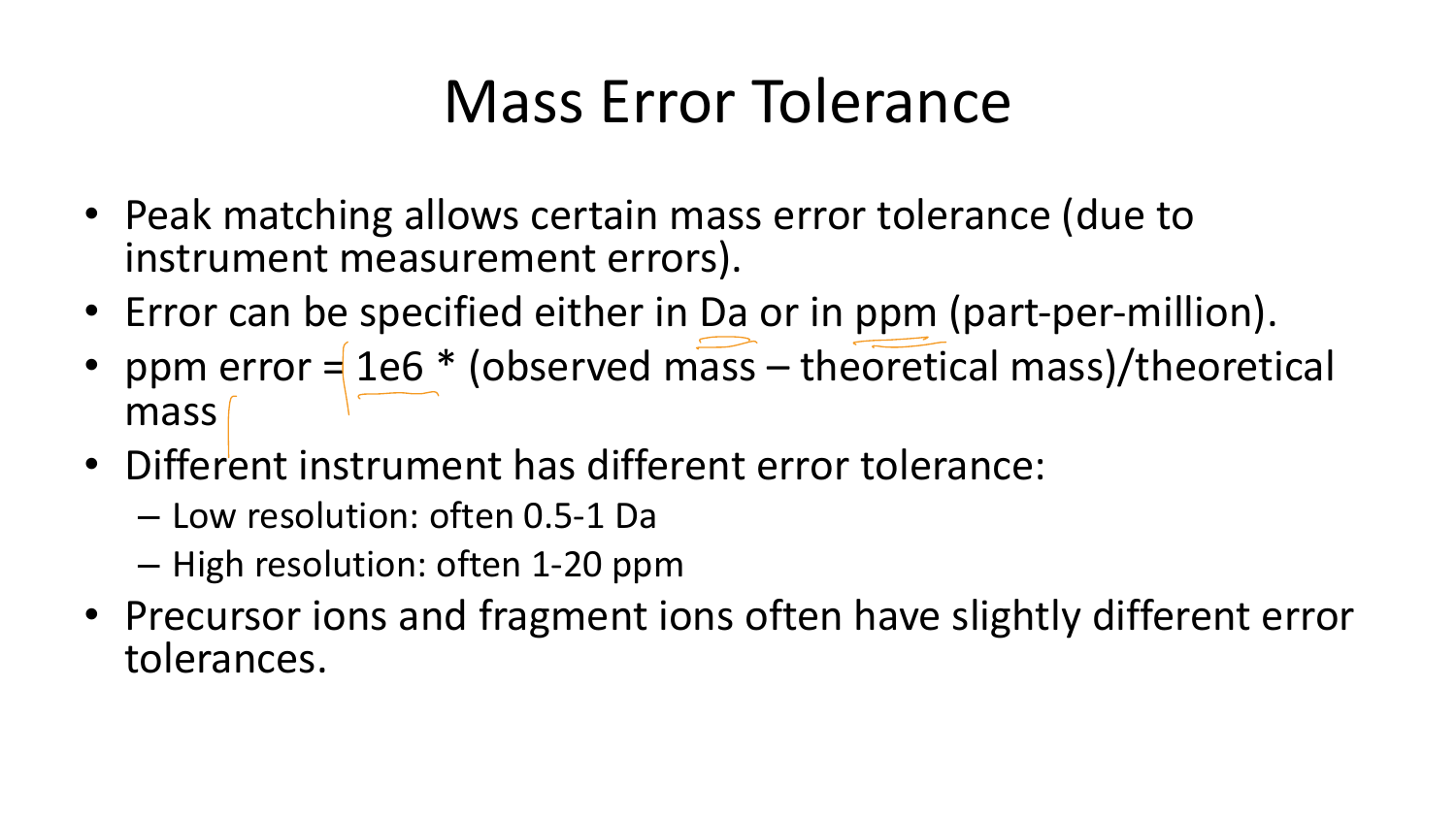# Mass Error Tolerance

- Peak matching allows certain mass error tolerance (due to instrument measurement errors).
- Error can be specified either in Da or in ppm (part-per-million).
- ppm error = 1e6 * (observed mass – theoretical mass)/theoretical mass
- Different instrument has different error tolerance:
  - Low resolution: often 0.5-1 Da
  - High resolution: often 1-20 ppm
- Precursor ions and fragment ions often have slightly different error tolerances.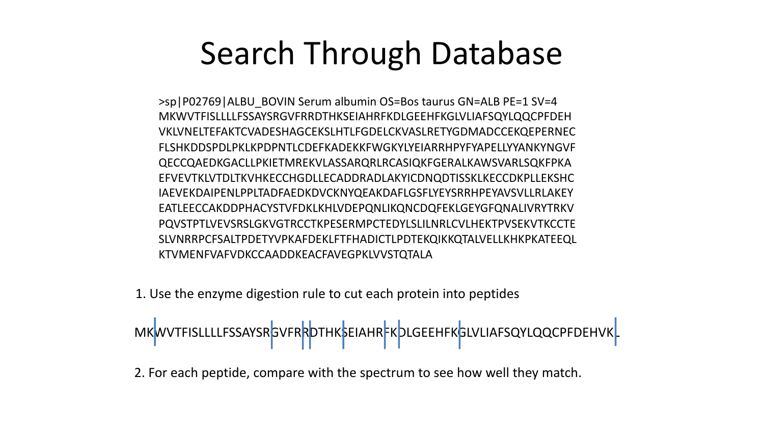# Search Through Database

```
>sp|P02769|ALBU_BOVIN Serum albumin OS=Bos taurus GN=ALB PE=1 SV=4
MKWVTFISLLLLFSSAYSRGVFRRDTHKSEIAHRFKDLGEEHFKGLVLIAFSQYLQQCPFDEH
VKLVNELTEFAKTCVADESHAGCEKSLHTLFGDELCKVASLRETYGDMADCCEKQEPERNEC
FLSHKDDSPDLPKLKPDPNTLCDEFKADEKKFWGKYLYEIARRHPYFYAPELLYYANKYNGVF
QECCQAEDKGACLLPKIETMREKVLASSARQRLRCASIQKFGERALKAWSVARLSQKFPKA
EFVEVTKLVTDLTKVHKECCHGDLLECADDRADLAKYICDNQDTISSKLKECCDKPLLEKSHC
IAEVEKDAIPENLPPLTADFAEDKDVCKNYQEAKDAFLGSFLYEYSRRHPEYAVSVLLRLAKEY
EATLEECCAKDDPHACYSTVFDKLKHLVDEPQNLIKQNCDQFEKLGEYGFQNALIVRYTRKV
PQVSTPTLVEVSRSLGKVGTRCCTKPESERMPCTEDYLSLILNRLCVLHEKTPVSEKVTKCCTE
SLVNRRPCFSALTPDETYVPKAFDEKLFTFHADICTLPDTEKQIKKQTALVELLKHKPKATEEQL
KTVMENFVAFVDKCCAADDKEACFAVEGPKLVVSTQTALA
```

1. Use the enzyme digestion rule to cut each protein into peptides

MK | WVTFISLLLLFSSAYSR | GVFR | R | DTHK | SEIAHR | FK | DLGEEHFK | GLVLIAFSQYLQQCPFDEHVK | L

2. For each peptide, compare with the spectrum to see how well they match.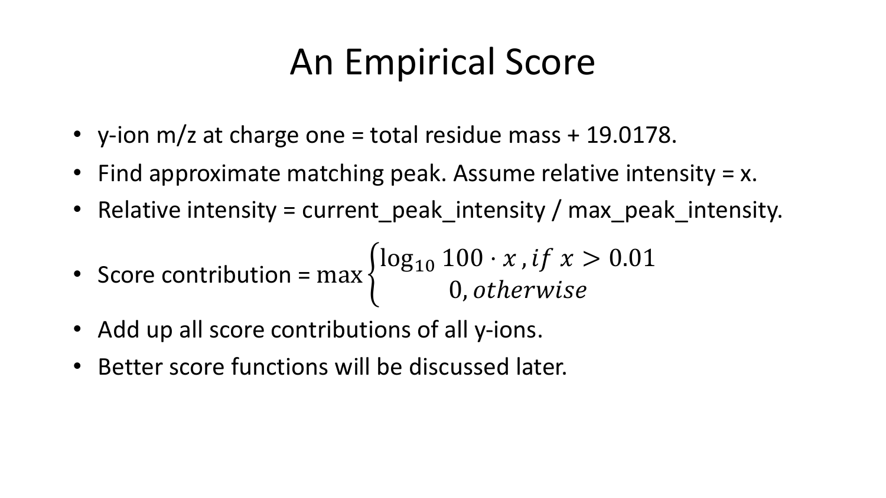# An Empirical Score

- y-ion m/z at charge one = total residue mass + 19.0178.
- Find approximate matching peak. Assume relative intensity = x.
- Relative intensity = current_peak_intensity / max_peak_intensity.
- Score contribution = $\max \begin{cases} \log_{10} 100 \cdot x \, , if \; x > 0.01 \\ 0, otherwise \end{cases}$
- Add up all score contributions of all y-ions.
- Better score functions will be discussed later.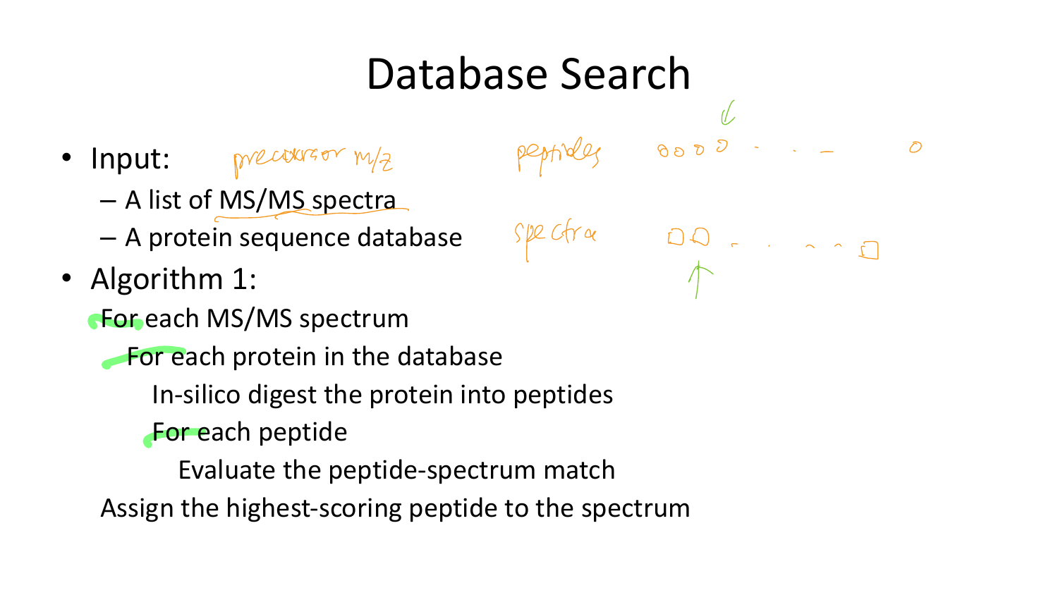# Database Search

- Input:
  - A list of MS/MS spectra
  - A protein sequence database
- Algorithm 1:

```
For each MS/MS spectrum
    For each protein in the database
        In-silico digest the protein into peptides
        For each peptide
            Evaluate the peptide-spectrum match
Assign the highest-scoring peptide to the spectrum
```